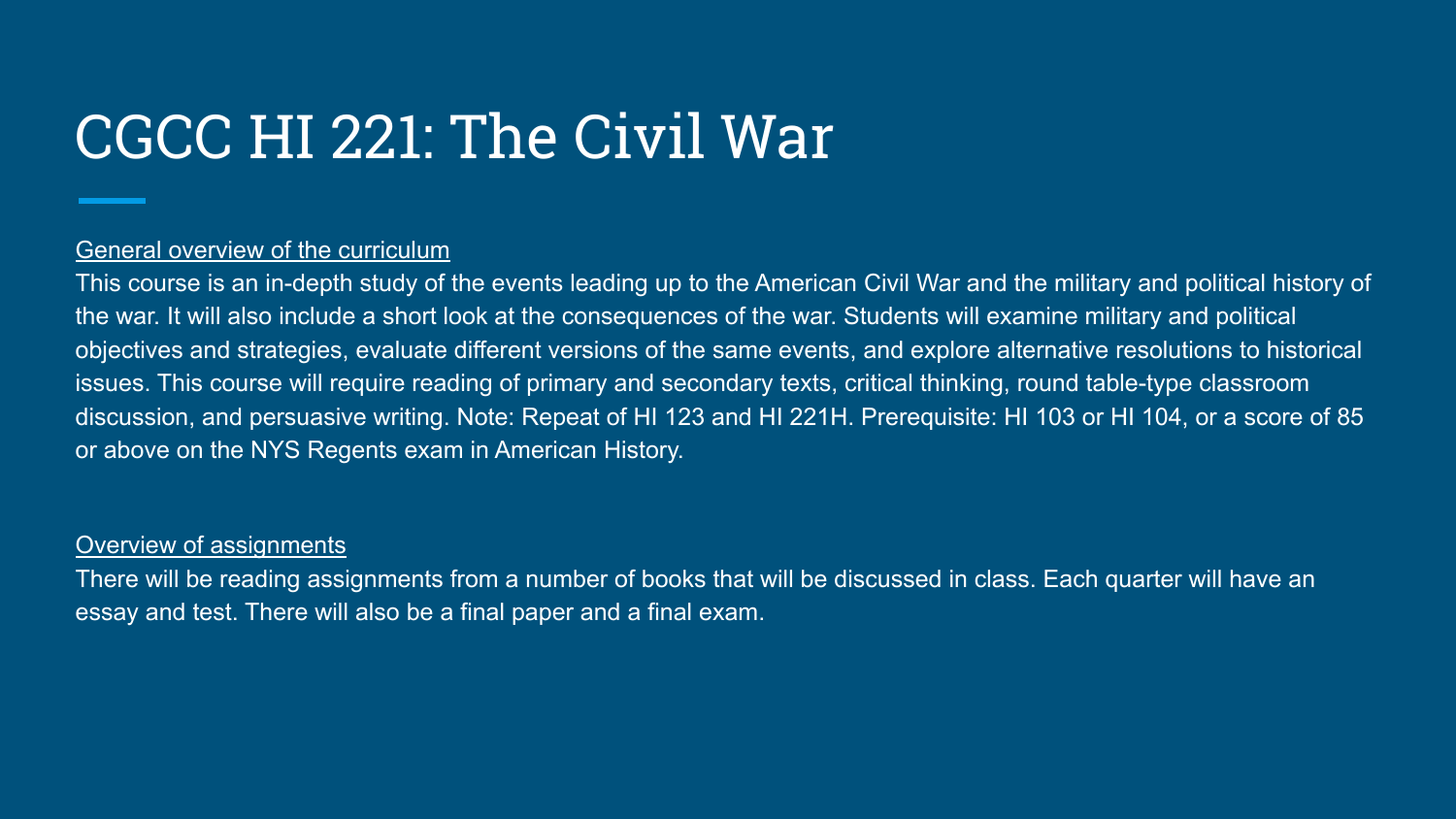# CGCC HI 221: The Civil War

<u>General overview of the curriculum</u>

This course is an in-depth study of the events leading up to the American Civil War and the military and political history of the war. It will also include a short look at the consequences of the war. Students will examine military and political objectives and strategies, evaluate different versions of the same events, and explore alternative resolutions to historical issues. This course will require reading of primary and secondary texts, critical thinking, round table-type classroom discussion, and persuasive writing. Note: Repeat of HI 123 and HI 221H. Prerequisite: HI 103 or HI 104, or a score of 85 or above on the NYS Regents exam in American History.

<u>Overview of assignments</u>

There will be reading assignments from a number of books that will be discussed in class. Each quarter will have an essay and test. There will also be a final paper and a final exam.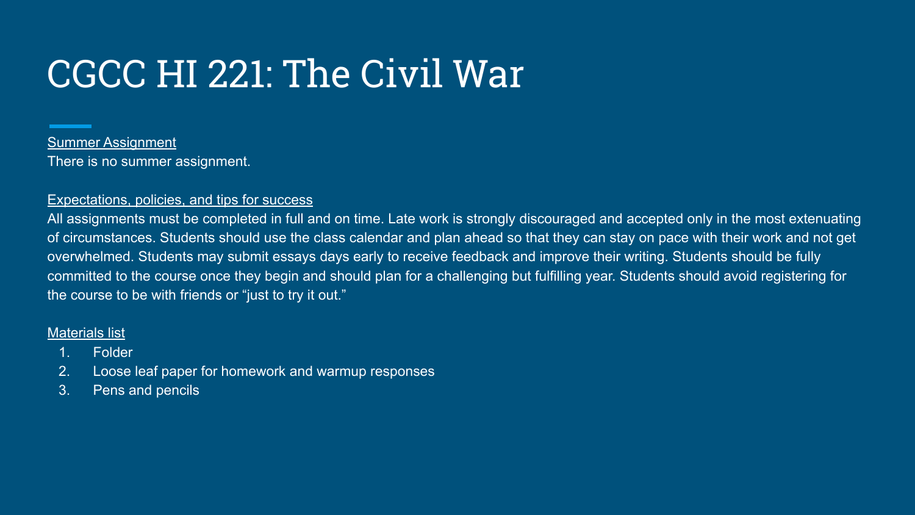# CGCC HI 221: The Civil War

Summer Assignment

There is no summer assignment.

Expectations, policies, and tips for success

All assignments must be completed in full and on time. Late work is strongly discouraged and accepted only in the most extenuating of circumstances. Students should use the class calendar and plan ahead so that they can stay on pace with their work and not get overwhelmed. Students may submit essays days early to receive feedback and improve their writing. Students should be fully committed to the course once they begin and should plan for a challenging but fulfilling year. Students should avoid registering for the course to be with friends or "just to try it out."

Materials list

1. Folder
2. Loose leaf paper for homework and warmup responses
3. Pens and pencils